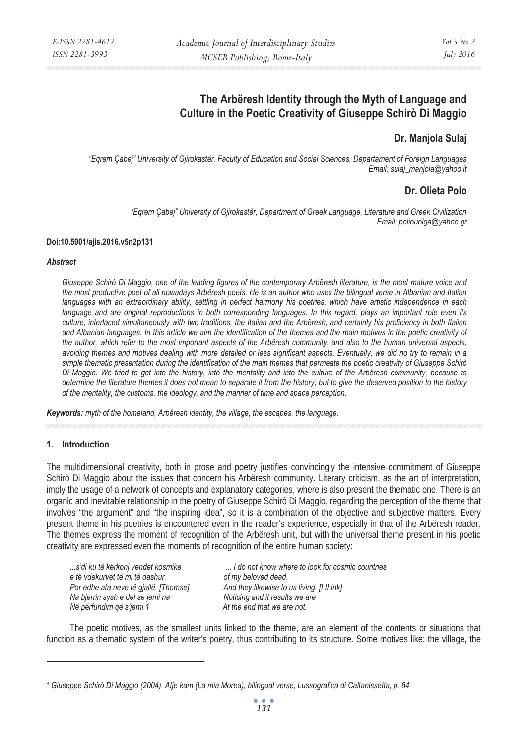# The Arbëresh Identity through the Myth of Language and Culture in the Poetic Creativity of Giuseppe Schirò Di Maggio

**Dr. Manjola Sulaj**

*"Eqrem Çabej" University of Gjirokastër, Faculty of Education and Social Sciences, Departament of Foreign Languages*
*Email: sulaj_manjola@yahoo.it*

**Dr. Olieta Polo**

*"Eqrem Çabej" University of Gjirokastër, Department of Greek Language, Literature and Greek Civilization*
*Email: poliouolga@yahoo.gr*

**Doi:10.5901/ajis.2016.v5n2p131**

***Abstract***

*Giuseppe Schirò Di Maggio, one of the leading figures of the contemporary Arbëresh literature, is the most mature voice and the most productive poet of all nowadays Arbëresh poets. He is an author who uses the bilingual verse in Albanian and Italian languages with an extraordinary ability, settling in perfect harmony his poetries, which have artistic independence in each language and are original reproductions in both corresponding languages. In this regard, plays an important role even its culture, interlaced simultaneously with two traditions, the Italian and the Arbëresh, and certainly his proficiency in both Italian and Albanian languages. In this article we aim the identification of the themes and the main motives in the poetic creativity of the author, which refer to the most important aspects of the Arbëresh community, and also to the human universal aspects, avoiding themes and motives dealing with more detailed or less significant aspects. Eventually, we did no try to remain in a simple thematic presentation during the identification of the main themes that permeate the poetic creativity of Giuseppe Schirò Di Maggio. We tried to get into the history, into the mentality and into the culture of the Arbëresh community, because to determine the literature themes it does not mean to separate it from the history, but to give the deserved position to the history of the mentality, the customs, the ideology, and the manner of time and space perception.*

***Keywords:*** *myth of the homeland, Arbëresh identity, the village, the escapes, the language.*

## 1. Introduction

The multidimensional creativity, both in prose and poetry justifies convincingly the intensive commitment of Giuseppe Schirò Di Maggio about the issues that concern his Arbëresh community. Literary criticism, as the art of interpretation, imply the usage of a network of concepts and explanatory categories, where is also present the thematic one. There is an organic and inevitable relationship in the poetry of Giuseppe Schirò Di Maggio, regarding the perception of the theme that involves "the argument" and "the inspiring idea", so it is a combination of the objective and subjective matters. Every present theme in his poetries is encountered even in the reader's experience, especially in that of the Arbëresh reader. The themes express the moment of recognition of the Arbëresh unit, but with the universal theme present in his poetic creativity are expressed even the moments of recognition of the entire human society:

| | |
|---|---|
| *...s'di ku të kërkonj vendet kosmike* | *... I do not know where to look for cosmic countries* |
| *e të vdekurvet të mi të dashur.* | *of my beloved dead.* |
| *Por edhe ata neve të gjallë. [Thomse]* | *And they likewise to us living. [I think]* |
| *Na bjerrin sysh e del se jemi na* | *Noticing and it results we are* |
| *Në përfundim që s'jemi.1* | *At the end that we are not.* |

The poetic motives, as the smallest units linked to the theme, are an element of the contents or situations that function as a thematic system of the writer's poetry, thus contributing to its structure. Some motives like: the village, the

---

[1] *Giuseppe Schirò Di Maggio (2004). Atje kam (La mia Morea), bilingual verse, Lussografica di Caltanissetta, p. 84*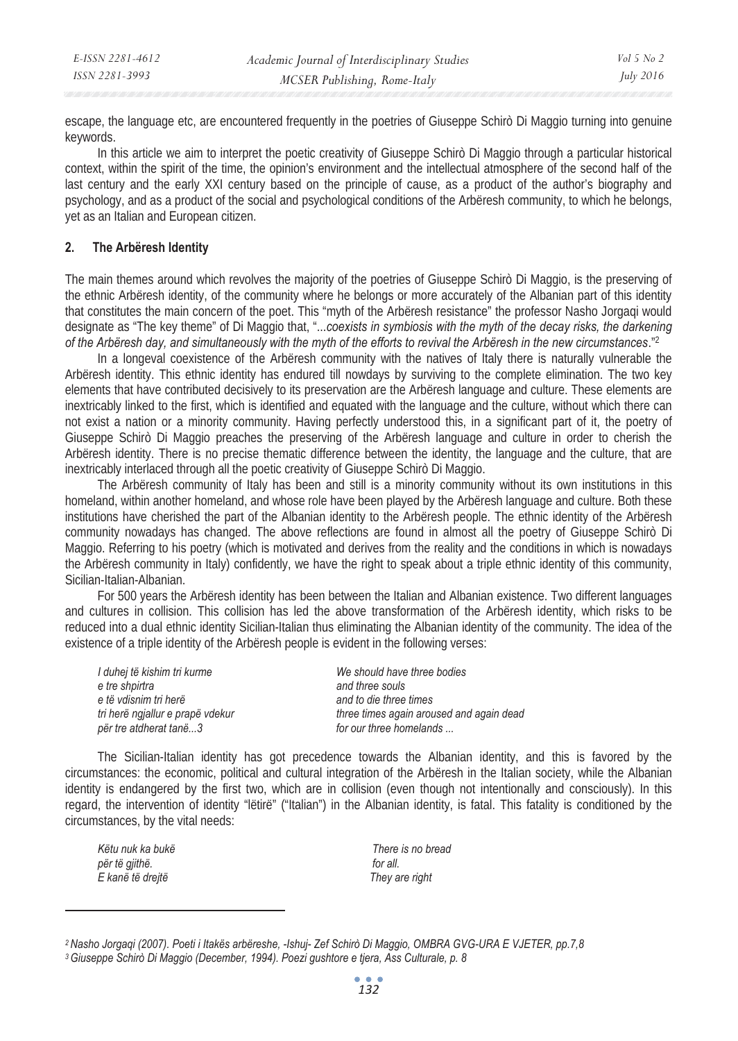escape, the language etc, are encountered frequently in the poetries of Giuseppe Schirò Di Maggio turning into genuine keywords.

In this article we aim to interpret the poetic creativity of Giuseppe Schirò Di Maggio through a particular historical context, within the spirit of the time, the opinion's environment and the intellectual atmosphere of the second half of the last century and the early XXI century based on the principle of cause, as a product of the author's biography and psychology, and as a product of the social and psychological conditions of the Arbëresh community, to which he belongs, yet as an Italian and European citizen.

## 2. The Arbëresh Identity

The main themes around which revolves the majority of the poetries of Giuseppe Schirò Di Maggio, is the preserving of the ethnic Arbëresh identity, of the community where he belongs or more accurately of the Albanian part of this identity that constitutes the main concern of the poet. This "myth of the Arbëresh resistance" the professor Nasho Jorgaqi would designate as "The key theme" of Di Maggio that, "...*coexists in symbiosis with the myth of the decay risks, the darkening of the Arbëresh day, and simultaneously with the myth of the efforts to revival the Arbëresh in the new circumstances*."[2]

In a longeval coexistence of the Arbëresh community with the natives of Italy there is naturally vulnerable the Arbëresh identity. This ethnic identity has endured till nowdays by surviving to the complete elimination. The two key elements that have contributed decisively to its preservation are the Arbëresh language and culture. These elements are inextricably linked to the first, which is identified and equated with the language and the culture, without which there can not exist a nation or a minority community. Having perfectly understood this, in a significant part of it, the poetry of Giuseppe Schirò Di Maggio preaches the preserving of the Arbëresh language and culture in order to cherish the Arbëresh identity. There is no precise thematic difference between the identity, the language and the culture, that are inextricably interlaced through all the poetic creativity of Giuseppe Schirò Di Maggio.

The Arbëresh community of Italy has been and still is a minority community without its own institutions in this homeland, within another homeland, and whose role have been played by the Arbëresh language and culture. Both these institutions have cherished the part of the Albanian identity to the Arbëresh people. The ethnic identity of the Arbëresh community nowadays has changed. The above reflections are found in almost all the poetry of Giuseppe Schirò Di Maggio. Referring to his poetry (which is motivated and derives from the reality and the conditions in which is nowadays the Arbëresh community in Italy) confidently, we have the right to speak about a triple ethnic identity of this community, Sicilian-Italian-Albanian.

For 500 years the Arbëresh identity has been between the Italian and Albanian existence. Two different languages and cultures in collision. This collision has led the above transformation of the Arbëresh identity, which risks to be reduced into a dual ethnic identity Sicilian-Italian thus eliminating the Albanian identity of the community. The idea of the existence of a triple identity of the Arbëresh people is evident in the following verses:

| | |
|---|---|
| *I duhej të kishim tri kurme* | *We should have three bodies* |
| *e tre shpirtra* | *and three souls* |
| *e të vdisnim tri herë* | *and to die three times* |
| *tri herë ngjallur e prapë vdekur* | *three times again aroused and again dead* |
| *për tre atdherat tanë...*[3] | *for our three homelands ...* |

The Sicilian-Italian identity has got precedence towards the Albanian identity, and this is favored by the circumstances: the economic, political and cultural integration of the Arbëresh in the Italian society, while the Albanian identity is endangered by the first two, which are in collision (even though not intentionally and consciously). In this regard, the intervention of identity "lëtirë" ("Italian") in the Albanian identity, is fatal. This fatality is conditioned by the circumstances, by the vital needs:

| | |
|---|---|
| *Këtu nuk ka bukë* | *There is no bread* |
| *për të gjithë.* | *for all.* |
| *E kanë të drejtë* | *They are right* |

---

[2] Nasho Jorgaqi (2007). Poeti i Itakës arbëreshe, -Ishuj- Zef Schirò Di Maggio, OMBRA GVG-URA E VJETER, pp.7,8

[3] Giuseppe Schirò Di Maggio (December, 1994). Poezi gushtore e tjera, Ass Culturale, p. 8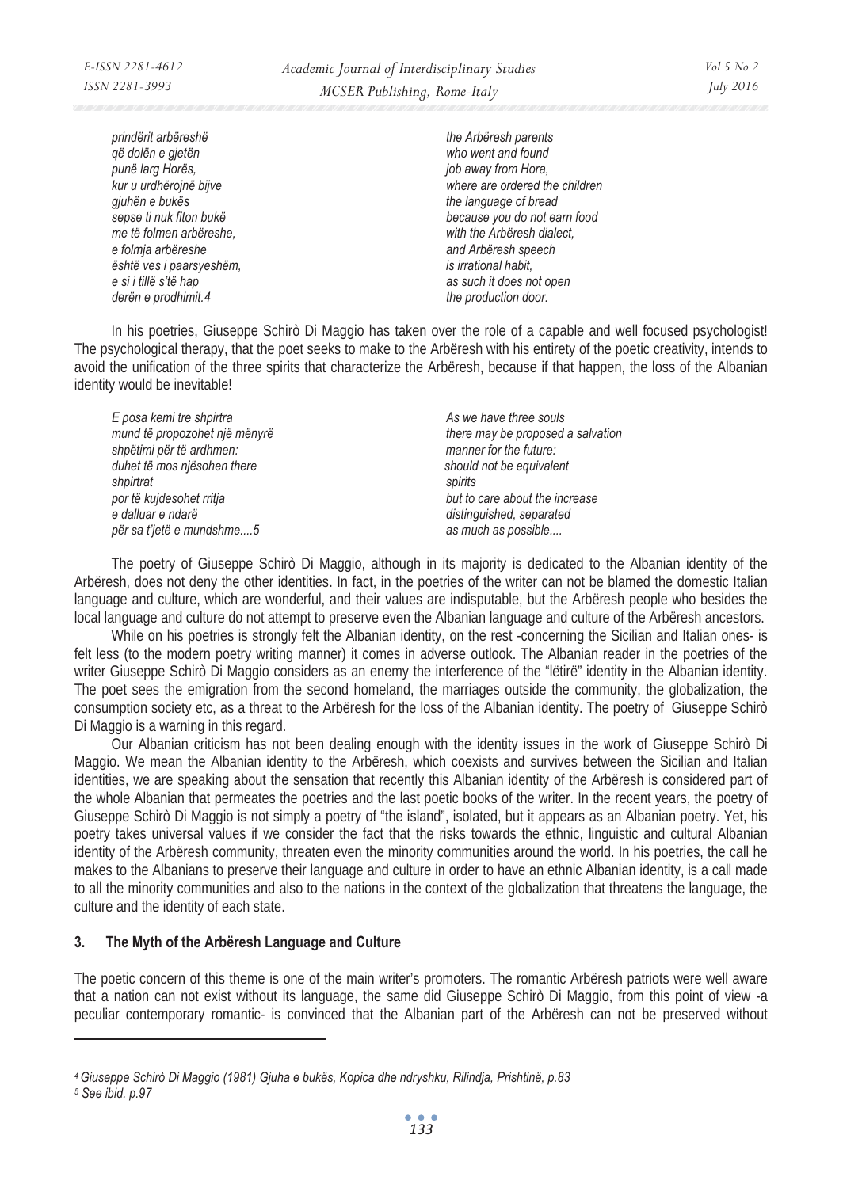| | |
|---|---|
| *prindërit arbëreshë* | *the Arbëresh parents* |
| *që dolën e gjetën* | *who went and found* |
| *punë larg Horës,* | *job away from Hora,* |
| *kur u urdhërojnë bijve* | *where are ordered the children* |
| *gjuhën e bukës* | *the language of bread* |
| *sepse ti nuk fiton bukë* | *because you do not earn food* |
| *me të folmen arbëreshe,* | *with the Arbëresh dialect,* |
| *e folmja arbëreshe* | *and Arbëresh speech* |
| *është ves i paarsyeshëm,* | *is irrational habit,* |
| *e si i tillë s'të hap* | *as such it does not open* |
| *derën e prodhimit.*[4] | *the production door.* |

In his poetries, Giuseppe Schirò Di Maggio has taken over the role of a capable and well focused psychologist! The psychological therapy, that the poet seeks to make to the Arbëresh with his entirety of the poetic creativity, intends to avoid the unification of the three spirits that characterize the Arbëresh, because if that happen, the loss of the Albanian identity would be inevitable!

| | |
|---|---|
| *E posa kemi tre shpirtra* | *As we have three souls* |
| *mund të propozohet një mënyrë* | *there may be proposed a salvation* |
| *shpëtimi për të ardhmen:* | *manner for the future:* |
| *duhet të mos njësohen there* | *should not be equivalent* |
| *shpirtrat* | *spirits* |
| *por të kujdesohet rritja* | *but to care about the increase* |
| *e dalluar e ndarë* | *distinguished, separated* |
| *për sa t'jetë e mundshme....*[5] | *as much as possible....* |

The poetry of Giuseppe Schirò Di Maggio, although in its majority is dedicated to the Albanian identity of the Arbëresh, does not deny the other identities. In fact, in the poetries of the writer can not be blamed the domestic Italian language and culture, which are wonderful, and their values are indisputable, but the Arbëresh people who besides the local language and culture do not attempt to preserve even the Albanian language and culture of the Arbëresh ancestors.

While on his poetries is strongly felt the Albanian identity, on the rest -concerning the Sicilian and Italian ones- is felt less (to the modern poetry writing manner) it comes in adverse outlook. The Albanian reader in the poetries of the writer Giuseppe Schirò Di Maggio considers as an enemy the interference of the "lëtirë" identity in the Albanian identity. The poet sees the emigration from the second homeland, the marriages outside the community, the globalization, the consumption society etc, as a threat to the Arbëresh for the loss of the Albanian identity. The poetry of Giuseppe Schirò Di Maggio is a warning in this regard.

Our Albanian criticism has not been dealing enough with the identity issues in the work of Giuseppe Schirò Di Maggio. We mean the Albanian identity to the Arbëresh, which coexists and survives between the Sicilian and Italian identities, we are speaking about the sensation that recently this Albanian identity of the Arbëresh is considered part of the whole Albanian that permeates the poetries and the last poetic books of the writer. In the recent years, the poetry of Giuseppe Schirò Di Maggio is not simply a poetry of "the island", isolated, but it appears as an Albanian poetry. Yet, his poetry takes universal values if we consider the fact that the risks towards the ethnic, linguistic and cultural Albanian identity of the Arbëresh community, threaten even the minority communities around the world. In his poetries, the call he makes to the Albanians to preserve their language and culture in order to have an ethnic Albanian identity, is a call made to all the minority communities and also to the nations in the context of the globalization that threatens the language, the culture and the identity of each state.

## 3. The Myth of the Arbëresh Language and Culture

The poetic concern of this theme is one of the main writer's promoters. The romantic Arbëresh patriots were well aware that a nation can not exist without its language, the same did Giuseppe Schirò Di Maggio, from this point of view -a peculiar contemporary romantic- is convinced that the Albanian part of the Arbëresh can not be preserved without

---

[4] *Giuseppe Schirò Di Maggio (1981) Gjuha e bukës, Kopica dhe ndryshku, Rilindja, Prishtinë, p.83*

[5] *See ibid. p.97*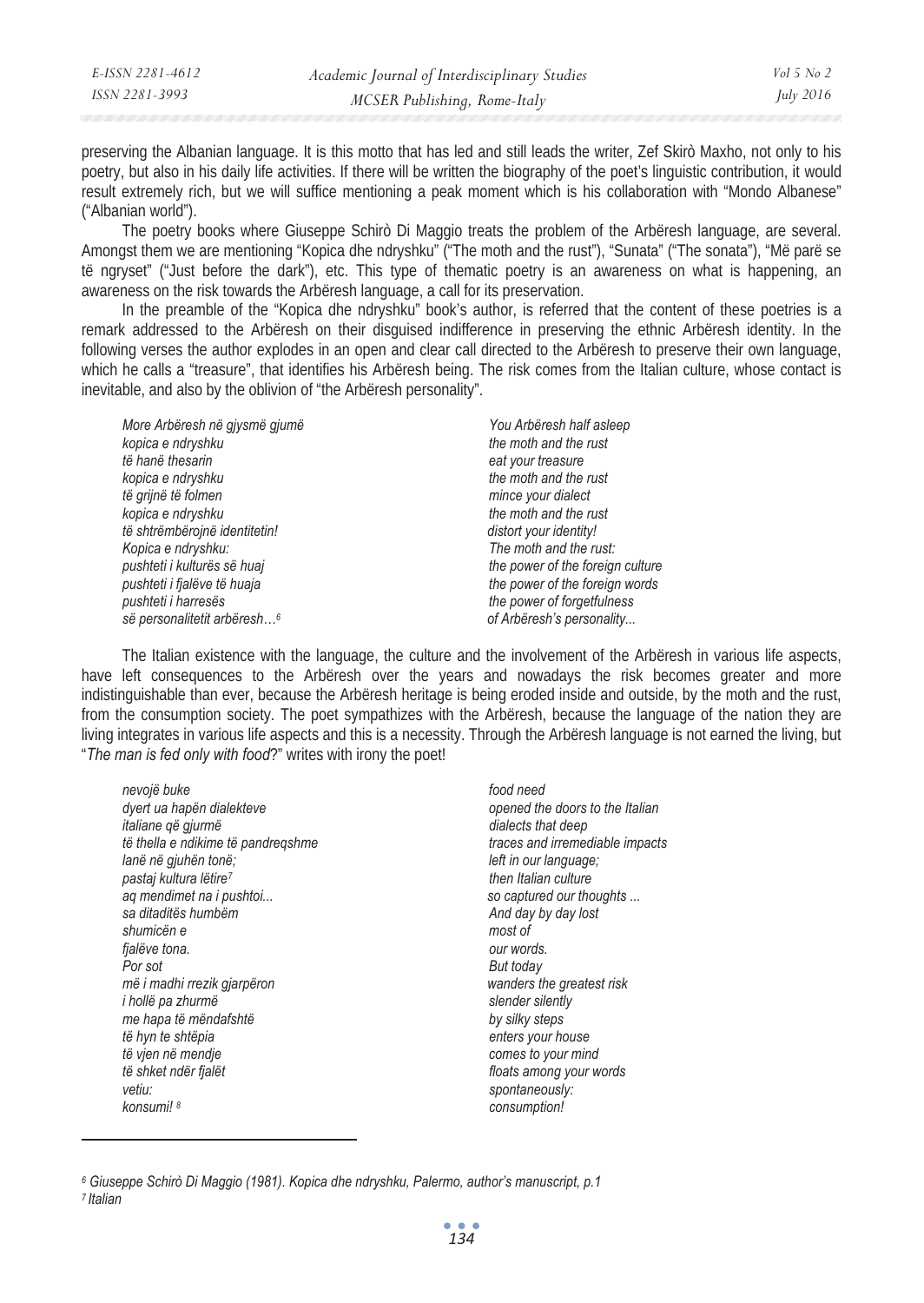preserving the Albanian language. It is this motto that has led and still leads the writer, Zef Skirò Maxho, not only to his poetry, but also in his daily life activities. If there will be written the biography of the poet's linguistic contribution, it would result extremely rich, but we will suffice mentioning a peak moment which is his collaboration with "Mondo Albanese" ("Albanian world").

The poetry books where Giuseppe Schirò Di Maggio treats the problem of the Arbëresh language, are several. Amongst them we are mentioning "Kopica dhe ndryshku" ("The moth and the rust"), "Sunata" ("The sonata"), "Më parë se të ngryset" ("Just before the dark"), etc. This type of thematic poetry is an awareness on what is happening, an awareness on the risk towards the Arbëresh language, a call for its preservation.

In the preamble of the "Kopica dhe ndryshku" book's author, is referred that the content of these poetries is a remark addressed to the Arbëresh on their disguised indifference in preserving the ethnic Arbëresh identity. In the following verses the author explodes in an open and clear call directed to the Arbëresh to preserve their own language, which he calls a "treasure", that identifies his Arbëresh being. The risk comes from the Italian culture, whose contact is inevitable, and also by the oblivion of "the Arbëresh personality".

| | |
|---|---|
| *More Arbëresh në gjysmë gjumë* | *You Arbëresh half asleep* |
| *kopica e ndryshku* | *the moth and the rust* |
| *të hanë thesarin* | *eat your treasure* |
| *kopica e ndryshku* | *the moth and the rust* |
| *të grijnë të folmen* | *mince your dialect* |
| *kopica e ndryshku* | *the moth and the rust* |
| *të shtrëmbërojnë identitetin!* | *distort your identity!* |
| *Kopica e ndryshku:* | *The moth and the rust:* |
| *pushteti i kulturës së huaj* | *the power of the foreign culture* |
| *pushteti i fjalëve të huaja* | *the power of the foreign words* |
| *pushteti i harresës* | *the power of forgetfulness* |
| *së personalitetit arbëresh…*[6] | *of Arbëresh's personality...* |

The Italian existence with the language, the culture and the involvement of the Arbëresh in various life aspects, have left consequences to the Arbëresh over the years and nowadays the risk becomes greater and more indistinguishable than ever, because the Arbëresh heritage is being eroded inside and outside, by the moth and the rust, from the consumption society. The poet sympathizes with the Arbëresh, because the language of the nation they are living integrates in various life aspects and this is a necessity. Through the Arbëresh language is not earned the living, but "*The man is fed only with food*?" writes with irony the poet!

| | |
|---|---|
| *nevojë buke* | *food need* |
| *dyert ua hapën dialekteve* | *opened the doors to the Italian* |
| *italiane që gjurmë* | *dialects that deep* |
| *të thella e ndikime të pandreqshme* | *traces and irremediable impacts* |
| *lanë në gjuhën tonë;* | *left in our language;* |
| *pastaj kultura lëtire*[7] | *then Italian culture* |
| *aq mendimet na i pushtoi...* | *so captured our thoughts ...* |
| *sa ditaditës humbëm* | *And day by day lost* |
| *shumicën e* | *most of* |
| *fjalëve tona.* | *our words.* |
| *Por sot* | *But today* |
| *më i madhi rrezik gjarpëron* | *wanders the greatest risk* |
| *i hollë pa zhurmë* | *slender silently* |
| *me hapa të mëndafshtë* | *by silky steps* |
| *të hyn te shtëpia* | *enters your house* |
| *të vjen në mendje* | *comes to your mind* |
| *të shket ndër fjalët* | *floats among your words* |
| *vetiu:* | *spontaneously:* |
| *konsumi!*[8] | *consumption!* |

---

[6] *Giuseppe Schirò Di Maggio (1981). Kopica dhe ndryshku, Palermo, author's manuscript, p.1*

[7] *Italian*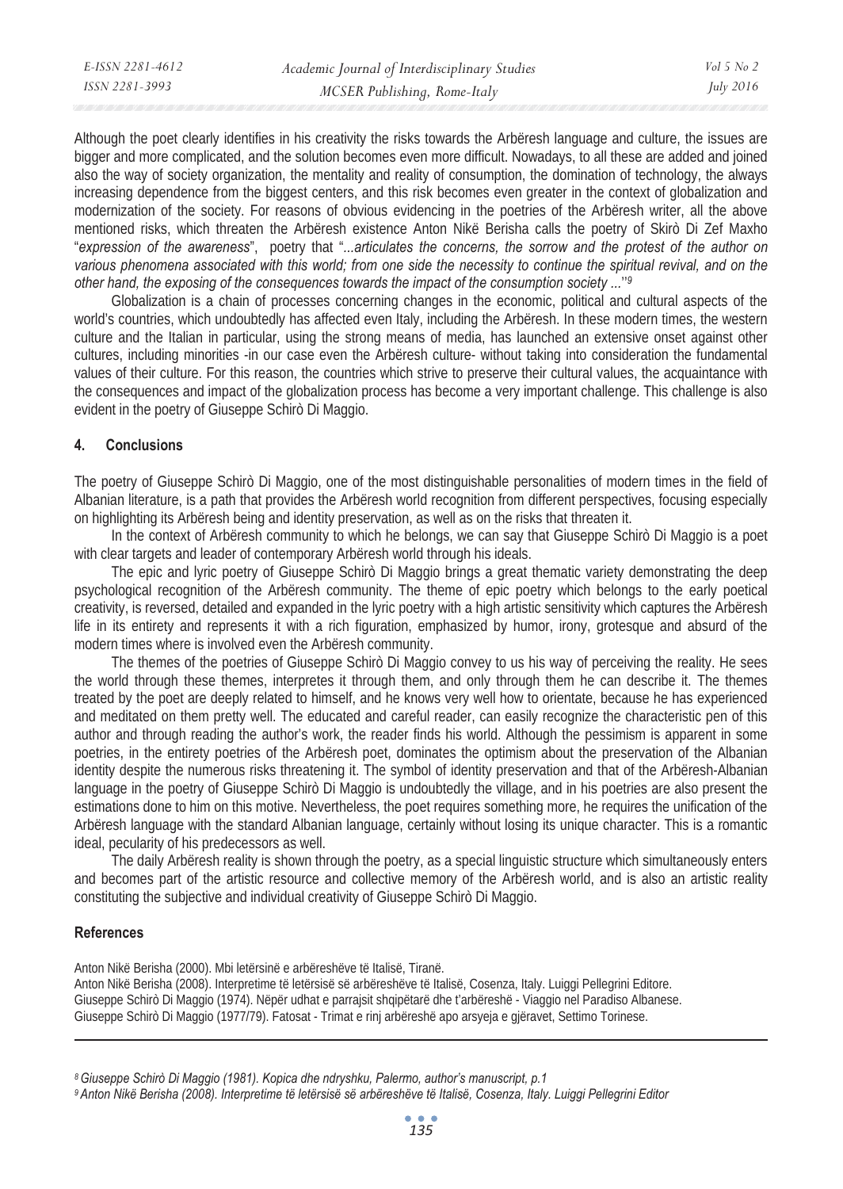Although the poet clearly identifies in his creativity the risks towards the Arbëresh language and culture, the issues are bigger and more complicated, and the solution becomes even more difficult. Nowadays, to all these are added and joined also the way of society organization, the mentality and reality of consumption, the domination of technology, the always increasing dependence from the biggest centers, and this risk becomes even greater in the context of globalization and modernization of the society. For reasons of obvious evidencing in the poetries of the Arbëresh writer, all the above mentioned risks, which threaten the Arbëresh existence Anton Nikë Berisha calls the poetry of Skirò Di Zef Maxho "*expression of the awareness*", poetry that "*...articulates the concerns, the sorrow and the protest of the author on various phenomena associated with this world; from one side the necessity to continue the spiritual revival, and on the other hand, the exposing of the consequences towards the impact of the consumption society ...*"[9]

Globalization is a chain of processes concerning changes in the economic, political and cultural aspects of the world's countries, which undoubtedly has affected even Italy, including the Arbëresh. In these modern times, the western culture and the Italian in particular, using the strong means of media, has launched an extensive onset against other cultures, including minorities -in our case even the Arbëresh culture- without taking into consideration the fundamental values of their culture. For this reason, the countries which strive to preserve their cultural values, the acquaintance with the consequences and impact of the globalization process has become a very important challenge. This challenge is also evident in the poetry of Giuseppe Schirò Di Maggio.

## 4. Conclusions

The poetry of Giuseppe Schirò Di Maggio, one of the most distinguishable personalities of modern times in the field of Albanian literature, is a path that provides the Arbëresh world recognition from different perspectives, focusing especially on highlighting its Arbëresh being and identity preservation, as well as on the risks that threaten it.

In the context of Arbëresh community to which he belongs, we can say that Giuseppe Schirò Di Maggio is a poet with clear targets and leader of contemporary Arbëresh world through his ideals.

The epic and lyric poetry of Giuseppe Schirò Di Maggio brings a great thematic variety demonstrating the deep psychological recognition of the Arbëresh community. The theme of epic poetry which belongs to the early poetical creativity, is reversed, detailed and expanded in the lyric poetry with a high artistic sensitivity which captures the Arbëresh life in its entirety and represents it with a rich figuration, emphasized by humor, irony, grotesque and absurd of the modern times where is involved even the Arbëresh community.

The themes of the poetries of Giuseppe Schirò Di Maggio convey to us his way of perceiving the reality. He sees the world through these themes, interpretes it through them, and only through them he can describe it. The themes treated by the poet are deeply related to himself, and he knows very well how to orientate, because he has experienced and meditated on them pretty well. The educated and careful reader, can easily recognize the characteristic pen of this author and through reading the author's work, the reader finds his world. Although the pessimism is apparent in some poetries, in the entirety poetries of the Arbëresh poet, dominates the optimism about the preservation of the Albanian identity despite the numerous risks threatening it. The symbol of identity preservation and that of the Arbëresh-Albanian language in the poetry of Giuseppe Schirò Di Maggio is undoubtedly the village, and in his poetries are also present the estimations done to him on this motive. Nevertheless, the poet requires something more, he requires the unification of the Arbëresh language with the standard Albanian language, certainly without losing its unique character. This is a romantic ideal, pecularity of his predecessors as well.

The daily Arbëresh reality is shown through the poetry, as a special linguistic structure which simultaneously enters and becomes part of the artistic resource and collective memory of the Arbëresh world, and is also an artistic reality constituting the subjective and individual creativity of Giuseppe Schirò Di Maggio.

## References

Anton Nikë Berisha (2000). Mbi letërsinë e arbëreshëve të Italisë, Tiranë.
Anton Nikë Berisha (2008). Interpretime të letërsisë së arbëreshëve të Italisë, Cosenza, Italy. Luiggi Pellegrini Editore.
Giuseppe Schirò Di Maggio (1974). Nëpër udhat e parrajsit shqipëtarë dhe t'arbëreshë - Viaggio nel Paradiso Albanese.
Giuseppe Schirò Di Maggio (1977/79). Fatosat - Trimat e rinj arbëreshë apo arsyeja e gjëravet, Settimo Torinese.

---

[8] *Giuseppe Schirò Di Maggio (1981). Kopica dhe ndryshku, Palermo, author's manuscript, p.1*
[9] *Anton Nikë Berisha (2008). Interpretime të letërsisë së arbëreshëve të Italisë, Cosenza, Italy. Luiggi Pellegrini Editor*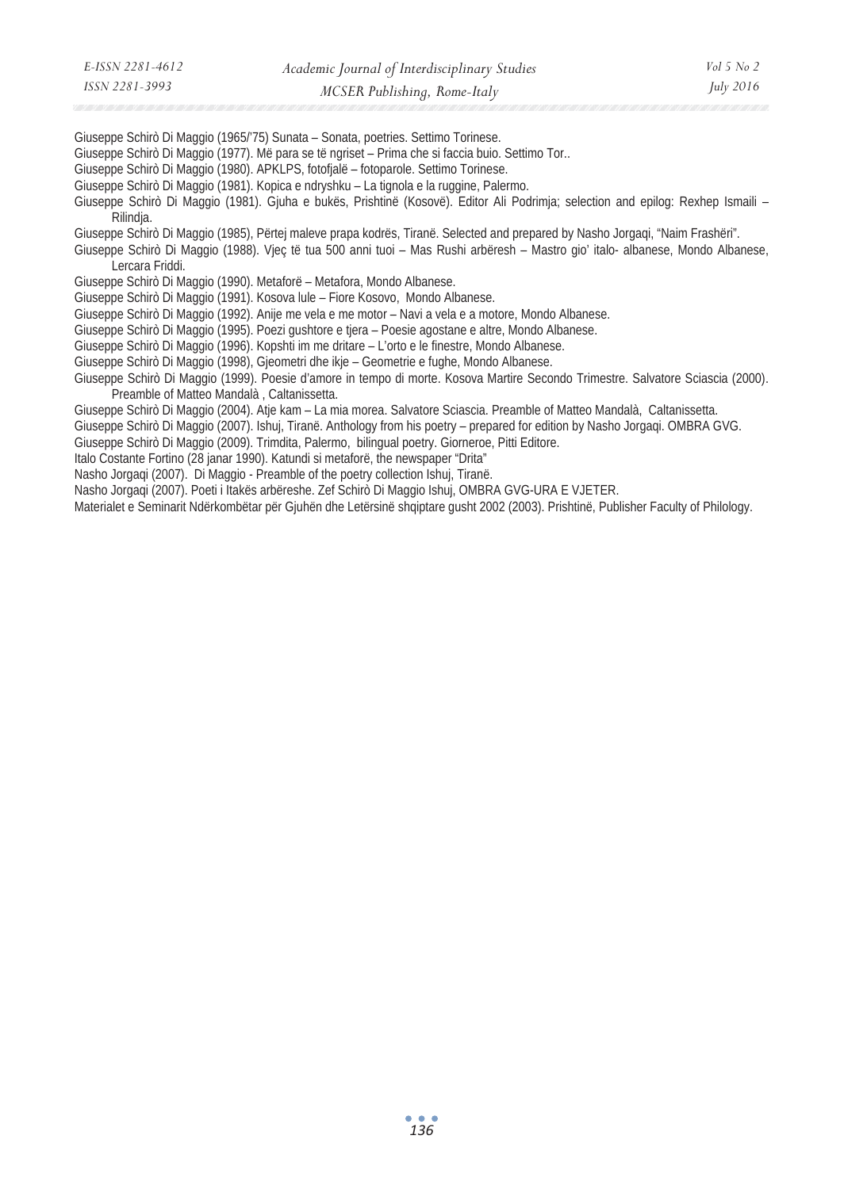Giuseppe Schirò Di Maggio (1965/'75) Sunata – Sonata, poetries. Settimo Torinese.

Giuseppe Schirò Di Maggio (1977). Më para se të ngriset – Prima che si faccia buio. Settimo Tor..

Giuseppe Schirò Di Maggio (1980). APKLPS, fotofjalë – fotoparole. Settimo Torinese.

Giuseppe Schirò Di Maggio (1981). Kopica e ndryshku – La tignola e la ruggine, Palermo.

Giuseppe Schirò Di Maggio (1981). Gjuha e bukës, Prishtinë (Kosovë). Editor Ali Podrimja; selection and epilog: Rexhep Ismaili – Rilindja.

Giuseppe Schirò Di Maggio (1985), Përtej maleve prapa kodrës, Tiranë. Selected and prepared by Nasho Jorgaqi, "Naim Frashëri".

Giuseppe Schirò Di Maggio (1988). Vjeç të tua 500 anni tuoi – Mas Rushi arbëresh – Mastro gio' italo- albanese, Mondo Albanese, Lercara Friddi.

Giuseppe Schirò Di Maggio (1990). Metaforë – Metafora, Mondo Albanese.

Giuseppe Schirò Di Maggio (1991). Kosova lule – Fiore Kosovo, Mondo Albanese.

Giuseppe Schirò Di Maggio (1992). Anije me vela e me motor – Navi a vela e a motore, Mondo Albanese.

Giuseppe Schirò Di Maggio (1995). Poezi gushtore e tjera – Poesie agostane e altre, Mondo Albanese.

Giuseppe Schirò Di Maggio (1996). Kopshti im me dritare – L'orto e le finestre, Mondo Albanese.

Giuseppe Schirò Di Maggio (1998), Gjeometri dhe ikje – Geometrie e fughe, Mondo Albanese.

Giuseppe Schirò Di Maggio (1999). Poesie d'amore in tempo di morte. Kosova Martire Secondo Trimestre. Salvatore Sciascia (2000). Preamble of Matteo Mandalà , Caltanissetta.

Giuseppe Schirò Di Maggio (2004). Atje kam – La mia morea. Salvatore Sciascia. Preamble of Matteo Mandalà, Caltanissetta.

Giuseppe Schirò Di Maggio (2007). Ishuj, Tiranë. Anthology from his poetry – prepared for edition by Nasho Jorgaqi. OMBRA GVG.

Giuseppe Schirò Di Maggio (2009). Trimdita, Palermo, bilingual poetry. Giorneroe, Pitti Editore.

Italo Costante Fortino (28 janar 1990). Katundi si metaforë, the newspaper "Drita"

Nasho Jorgaqi (2007). Di Maggio - Preamble of the poetry collection Ishuj, Tiranë.

Nasho Jorgaqi (2007). Poeti i Itakës arbëreshe. Zef Schirò Di Maggio Ishuj, OMBRA GVG-URA E VJETER.

Materialet e Seminarit Ndërkombëtar për Gjuhën dhe Letërsinë shqiptare gusht 2002 (2003). Prishtinë, Publisher Faculty of Philology.